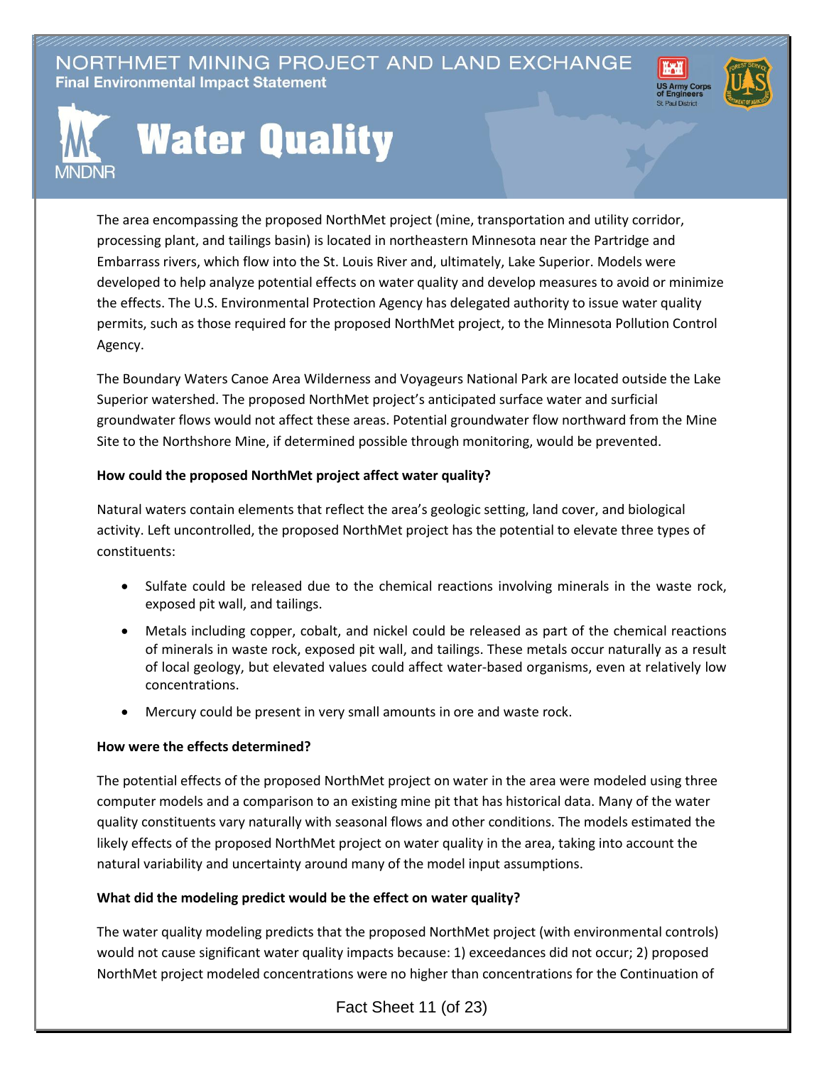# NORTHMET MINING PROJECT AND LAND EXCHANGE

**Final Environmental Impact Statement**

# Water Quality

The area encompassing the proposed NorthMet project (mine, transportation and utility corridor, processing plant, and tailings basin) is located in northeastern Minnesota near the Partridge and Embarrass rivers, which flow into the St. Louis River and, ultimately, Lake Superior. Models were developed to help analyze potential effects on water quality and develop measures to avoid or minimize the effects. The U.S. Environmental Protection Agency has delegated authority to issue water quality permits, such as those required for the proposed NorthMet project, to the Minnesota Pollution Control Agency.

The Boundary Waters Canoe Area Wilderness and Voyageurs National Park are located outside the Lake Superior watershed. The proposed NorthMet project's anticipated surface water and surficial groundwater flows would not affect these areas. Potential groundwater flow northward from the Mine Site to the Northshore Mine, if determined possible through monitoring, would be prevented.

**How could the proposed NorthMet project affect water quality?**

Natural waters contain elements that reflect the area's geologic setting, land cover, and biological activity. Left uncontrolled, the proposed NorthMet project has the potential to elevate three types of constituents:

- Sulfate could be released due to the chemical reactions involving minerals in the waste rock, exposed pit wall, and tailings.
- Metals including copper, cobalt, and nickel could be released as part of the chemical reactions of minerals in waste rock, exposed pit wall, and tailings. These metals occur naturally as a result of local geology, but elevated values could affect water-based organisms, even at relatively low concentrations.
- Mercury could be present in very small amounts in ore and waste rock.

**How were the effects determined?**

The potential effects of the proposed NorthMet project on water in the area were modeled using three computer models and a comparison to an existing mine pit that has historical data. Many of the water quality constituents vary naturally with seasonal flows and other conditions. The models estimated the likely effects of the proposed NorthMet project on water quality in the area, taking into account the natural variability and uncertainty around many of the model input assumptions.

**What did the modeling predict would be the effect on water quality?**

The water quality modeling predicts that the proposed NorthMet project (with environmental controls) would not cause significant water quality impacts because: 1) exceedances did not occur; 2) proposed NorthMet project modeled concentrations were no higher than concentrations for the Continuation of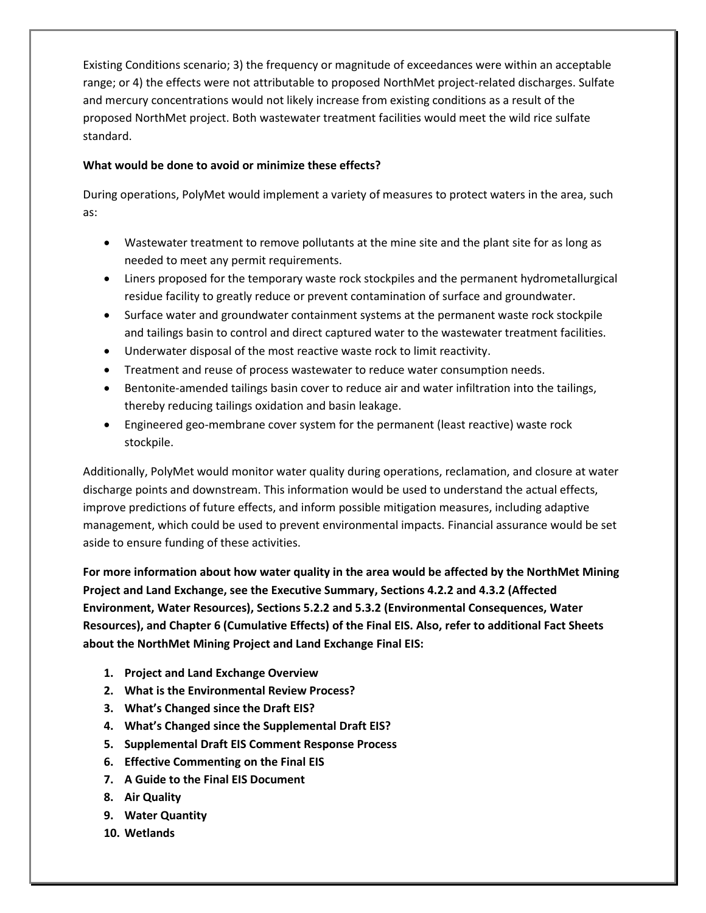Existing Conditions scenario; 3) the frequency or magnitude of exceedances were within an acceptable range; or 4) the effects were not attributable to proposed NorthMet project-related discharges. Sulfate and mercury concentrations would not likely increase from existing conditions as a result of the proposed NorthMet project. Both wastewater treatment facilities would meet the wild rice sulfate standard.

**What would be done to avoid or minimize these effects?**

During operations, PolyMet would implement a variety of measures to protect waters in the area, such as:

- Wastewater treatment to remove pollutants at the mine site and the plant site for as long as needed to meet any permit requirements.
- Liners proposed for the temporary waste rock stockpiles and the permanent hydrometallurgical residue facility to greatly reduce or prevent contamination of surface and groundwater.
- Surface water and groundwater containment systems at the permanent waste rock stockpile and tailings basin to control and direct captured water to the wastewater treatment facilities.
- Underwater disposal of the most reactive waste rock to limit reactivity.
- Treatment and reuse of process wastewater to reduce water consumption needs.
- Bentonite-amended tailings basin cover to reduce air and water infiltration into the tailings, thereby reducing tailings oxidation and basin leakage.
- Engineered geo-membrane cover system for the permanent (least reactive) waste rock stockpile.

Additionally, PolyMet would monitor water quality during operations, reclamation, and closure at water discharge points and downstream. This information would be used to understand the actual effects, improve predictions of future effects, and inform possible mitigation measures, including adaptive management, which could be used to prevent environmental impacts. Financial assurance would be set aside to ensure funding of these activities.

**For more information about how water quality in the area would be affected by the NorthMet Mining Project and Land Exchange, see the Executive Summary, Sections 4.2.2 and 4.3.2 (Affected Environment, Water Resources), Sections 5.2.2 and 5.3.2 (Environmental Consequences, Water Resources), and Chapter 6 (Cumulative Effects) of the Final EIS. Also, refer to additional Fact Sheets about the NorthMet Mining Project and Land Exchange Final EIS:**

1. **Project and Land Exchange Overview**
2. **What is the Environmental Review Process?**
3. **What's Changed since the Draft EIS?**
4. **What's Changed since the Supplemental Draft EIS?**
5. **Supplemental Draft EIS Comment Response Process**
6. **Effective Commenting on the Final EIS**
7. **A Guide to the Final EIS Document**
8. **Air Quality**
9. **Water Quantity**
10. **Wetlands**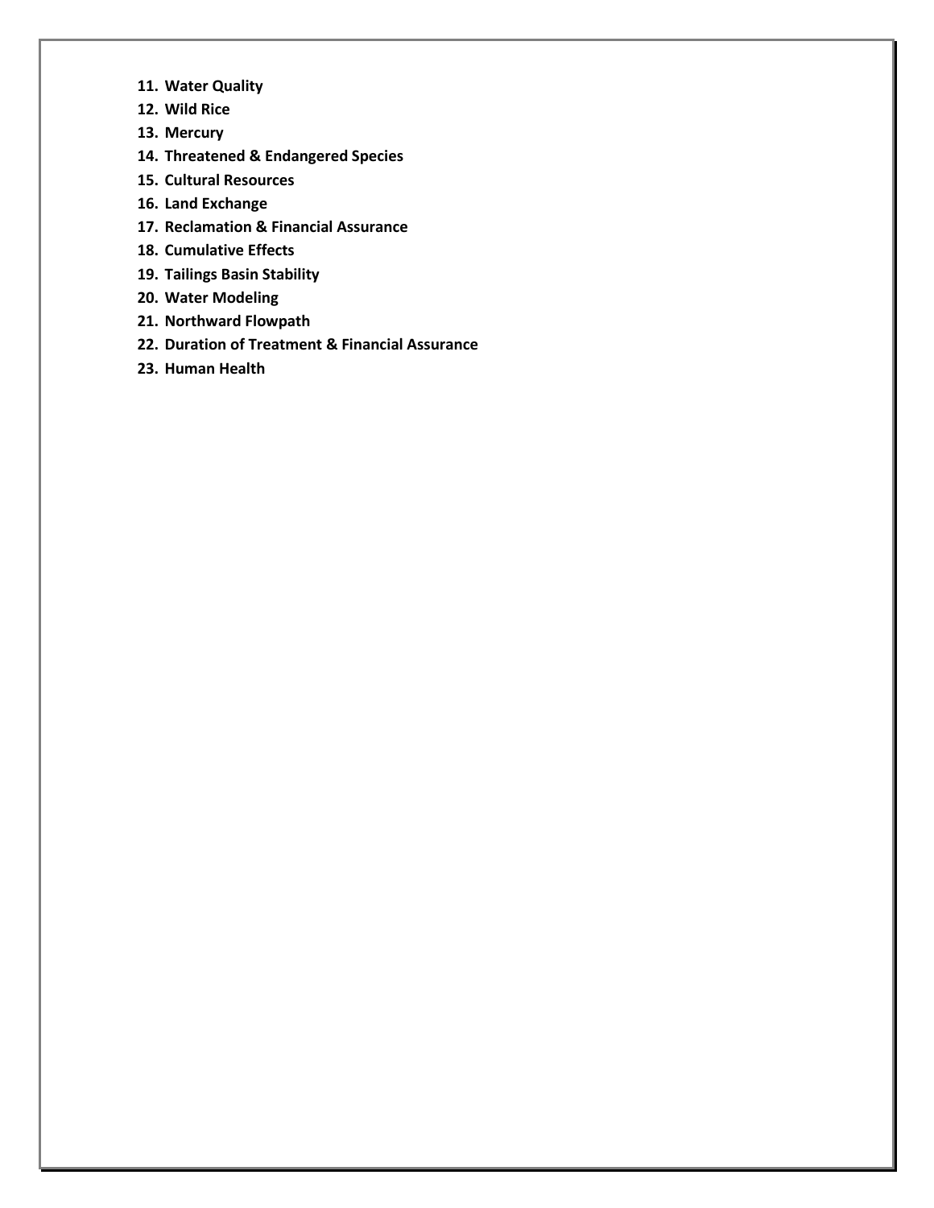11. **Water Quality**
12. **Wild Rice**
13. **Mercury**
14. **Threatened & Endangered Species**
15. **Cultural Resources**
16. **Land Exchange**
17. **Reclamation & Financial Assurance**
18. **Cumulative Effects**
19. **Tailings Basin Stability**
20. **Water Modeling**
21. **Northward Flowpath**
22. **Duration of Treatment & Financial Assurance**
23. **Human Health**